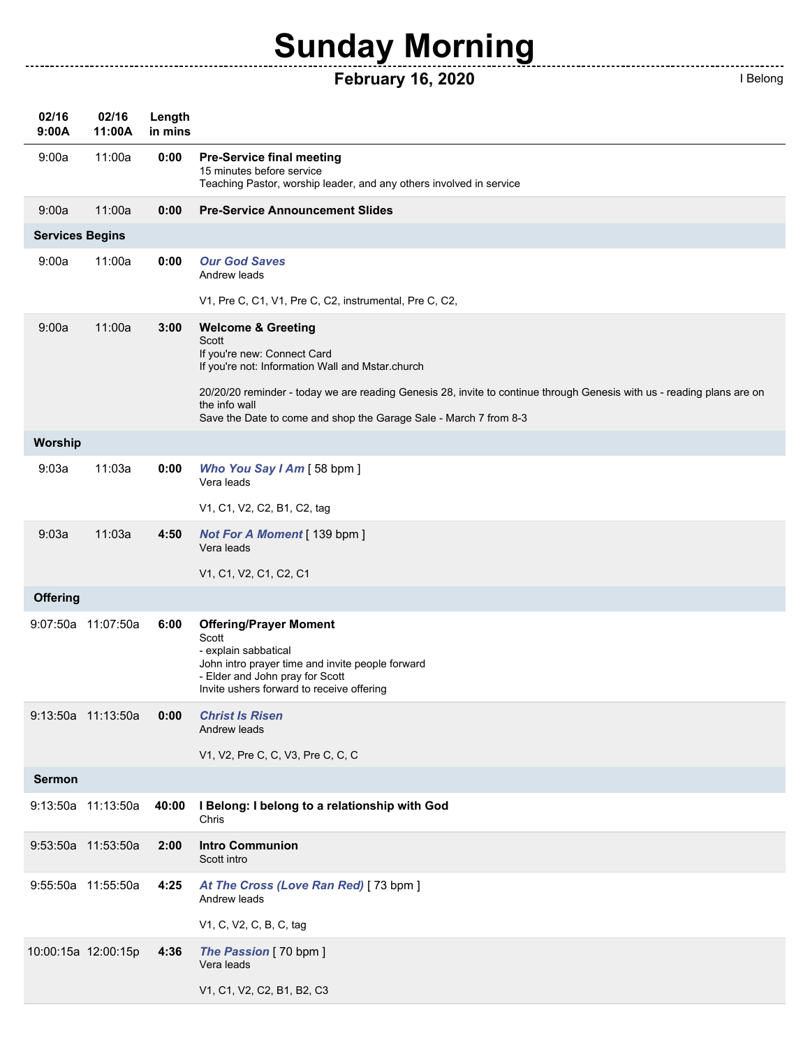# Sunday Morning

## February 16, 2020

I Belong

| 02/16 9:00A | 02/16 11:00A | Length in mins | |
|---|---|---|---|
| 9:00a | 11:00a | **0:00** | **Pre-Service final meeting**<br>15 minutes before service<br>Teaching Pastor, worship leader, and any others involved in service |
| 9:00a | 11:00a | **0:00** | **Pre-Service Announcement Slides** |
| **Services Begins** | | | |
| 9:00a | 11:00a | **0:00** | ***Our God Saves***<br>Andrew leads<br><br>V1, Pre C, C1, V1, Pre C, C2, instrumental, Pre C, C2, |
| 9:00a | 11:00a | **3:00** | **Welcome & Greeting**<br>Scott<br>If you're new: Connect Card<br>If you're not: Information Wall and Mstar.church<br><br>20/20/20 reminder - today we are reading Genesis 28, invite to continue through Genesis with us - reading plans are on the info wall<br>Save the Date to come and shop the Garage Sale - March 7 from 8-3 |
| **Worship** | | | |
| 9:03a | 11:03a | **0:00** | ***Who You Say I Am*** [ 58 bpm ]<br>Vera leads<br><br>V1, C1, V2, C2, B1, C2, tag |
| 9:03a | 11:03a | **4:50** | ***Not For A Moment*** [ 139 bpm ]<br>Vera leads<br><br>V1, C1, V2, C1, C2, C1 |
| **Offering** | | | |
| 9:07:50a | 11:07:50a | **6:00** | **Offering/Prayer Moment**<br>Scott<br>- explain sabbatical<br>John intro prayer time and invite people forward<br>- Elder and John pray for Scott<br>Invite ushers forward to receive offering |
| 9:13:50a | 11:13:50a | **0:00** | ***Christ Is Risen***<br>Andrew leads<br><br>V1, V2, Pre C, C, V3, Pre C, C, C |
| **Sermon** | | | |
| 9:13:50a | 11:13:50a | **40:00** | **I Belong: I belong to a relationship with God**<br>Chris |
| 9:53:50a | 11:53:50a | **2:00** | **Intro Communion**<br>Scott intro |
| 9:55:50a | 11:55:50a | **4:25** | ***At The Cross (Love Ran Red)*** [ 73 bpm ]<br>Andrew leads<br><br>V1, C, V2, C, B, C, tag |
| 10:00:15a | 12:00:15p | **4:36** | ***The Passion*** [ 70 bpm ]<br>Vera leads<br><br>V1, C1, V2, C2, B1, B2, C3 |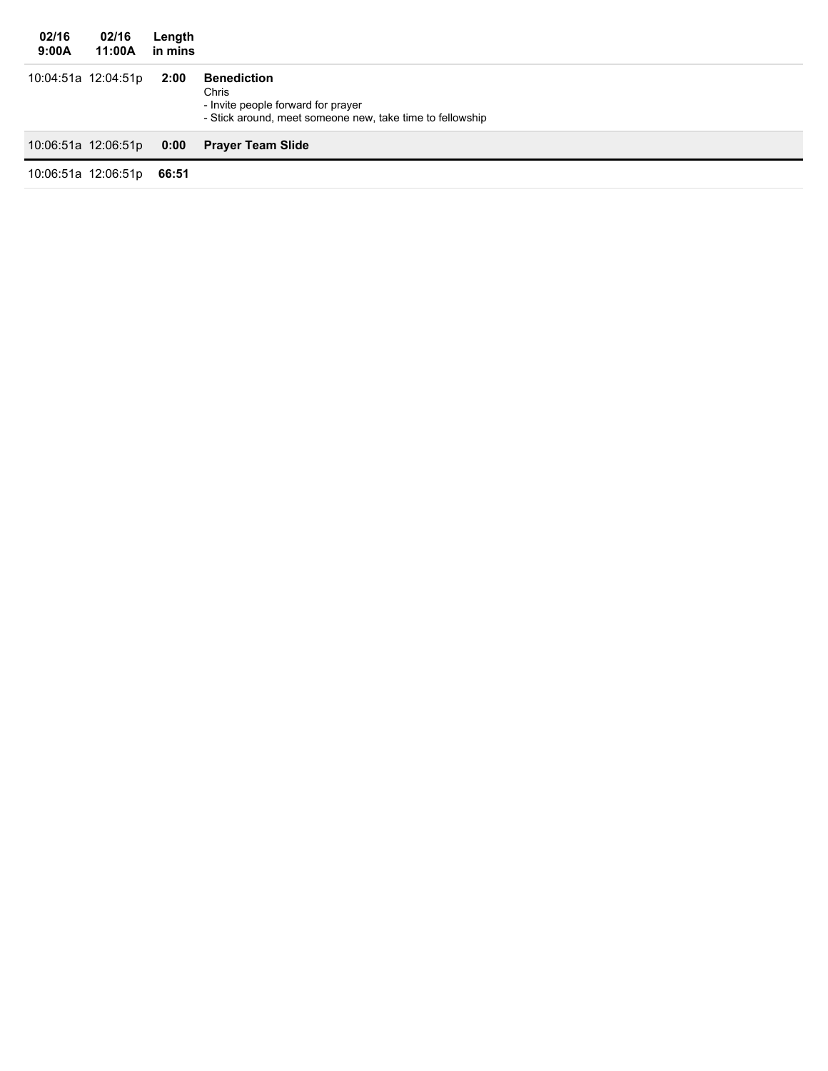| 02/16 9:00A | 02/16 11:00A | Length in mins | |
|---|---|---|---|
| 10:04:51a | 12:04:51p | **2:00** | **Benediction**<br>Chris<br>- Invite people forward for prayer<br>- Stick around, meet someone new, take time to fellowship |
| 10:06:51a | 12:06:51p | **0:00** | **Prayer Team Slide** |
| 10:06:51a | 12:06:51p | **66:51** | |